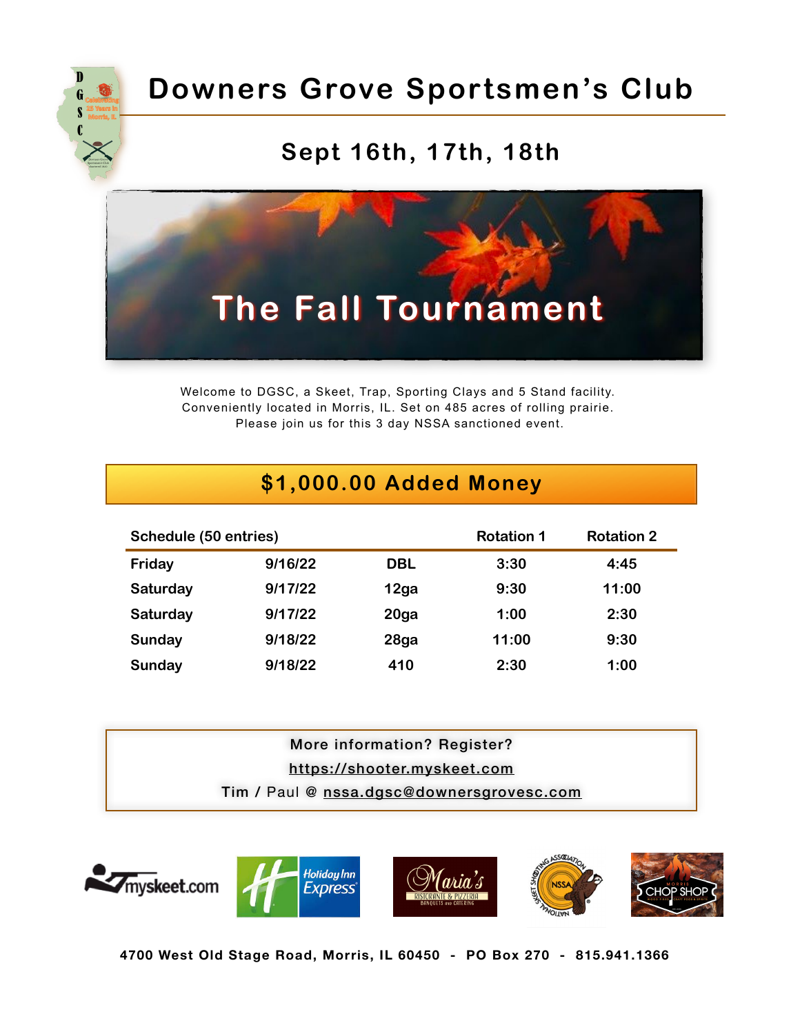# Downers Grove Sportsmen's Club

## Sept 16th, 17th, 18th

## The Fall Tournament

Welcome to DGSC, a Skeet, Trap, Sporting Clays and 5 Stand facility.
Conveniently located in Morris, IL. Set on 485 acres of rolling prairie.
Please join us for this 3 day NSSA sanctioned event.

## $1,000.00 Added Money

| Schedule (50 entries) | | | Rotation 1 | Rotation 2 |
|---|---|---|---|---|
| Friday | 9/16/22 | DBL | 3:30 | 4:45 |
| Saturday | 9/17/22 | 12ga | 9:30 | 11:00 |
| Saturday | 9/17/22 | 20ga | 1:00 | 2:30 |
| Sunday | 9/18/22 | 28ga | 11:00 | 9:30 |
| Sunday | 9/18/22 | 410 | 2:30 | 1:00 |

More information? Register?
https://shooter.myskeet.com
Tim / Paul @ nssa.dgsc@downersgrovesc.com

**4700 West Old Stage Road, Morris, IL 60450 - PO Box 270 - 815.941.1366**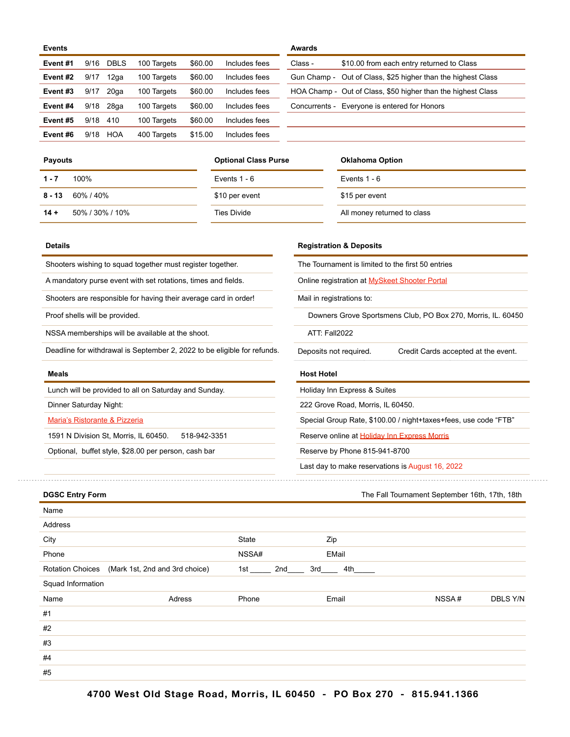### Events

| | | | | | |
|---|---|---|---|---|---|
| **Event #1** | 9/16 | DBLS | 100 Targets | $60.00 | Includes fees |
| **Event #2** | 9/17 | 12ga | 100 Targets | $60.00 | Includes fees |
| **Event #3** | 9/17 | 20ga | 100 Targets | $60.00 | Includes fees |
| **Event #4** | 9/18 | 28ga | 100 Targets | $60.00 | Includes fees |
| **Event #5** | 9/18 | 410 | 100 Targets | $60.00 | Includes fees |
| **Event #6** | 9/18 | HOA | 400 Targets | $15.00 | Includes fees |

### Awards

| | |
|---|---|
| Class - | $10.00 from each entry returned to Class |
| Gun Champ - | Out of Class, $25 higher than the highest Class |
| HOA Champ - | Out of Class, $50 higher than the highest Class |
| Concurrents - | Everyone is entered for Honors |

### Payouts

| | |
|---|---|
| **1 - 7** | 100% |
| **8 - 13** | 60% / 40% |
| **14 +** | 50% / 30% / 10% |

### Optional Class Purse

Events 1 - 6

$10 per event

Ties Divide

### Oklahoma Option

Events 1 - 6

$15 per event

All money returned to class

### Details

Shooters wishing to squad together must register together.

A mandatory purse event with set rotations, times and fields.

Shooters are responsible for having their average card in order!

Proof shells will be provided.

NSSA memberships will be available at the shoot.

Deadline for withdrawal is September 2, 2022 to be eligible for refunds.

### Registration & Deposits

The Tournament is limited to the first 50 entries

Online registration at MySkeet Shooter Portal

Mail in registrations to:

Downers Grove Sportsmens Club, PO Box 270, Morris, IL. 60450

ATT: Fall2022

Deposits not required. Credit Cards accepted at the event.

### Meals

Lunch will be provided to all on Saturday and Sunday.

Dinner Saturday Night:

Maria's Ristorante & Pizzeria

1591 N Division St, Morris, IL 60450. 518-942-3351

Optional, buffet style, $28.00 per person, cash bar

### Host Hotel

Holiday Inn Express & Suites

222 Grove Road, Morris, IL 60450.

Special Group Rate, $100.00 / night+taxes+fees, use code "FTB"

Reserve online at Holiday Inn Express Morris

Reserve by Phone 815-941-8700

Last day to make reservations is August 16, 2022

---

### DGSC Entry Form

The Fall Tournament September 16th, 17th, 18th

Name

Address

City State Zip

Phone NSSA# EMail

Rotation Choices (Mark 1st, 2nd and 3rd choice) 1st _____ 2nd____ 3rd____ 4th_____

Squad Information

| Name | Adress | Phone | Email | NSSA # | DBLS Y/N |
|---|---|---|---|---|---|
| #1 | | | | | |
| #2 | | | | | |
| #3 | | | | | |
| #4 | | | | | |
| #5 | | | | | |

**4700 West Old Stage Road, Morris, IL 60450 - PO Box 270 - 815.941.1366**